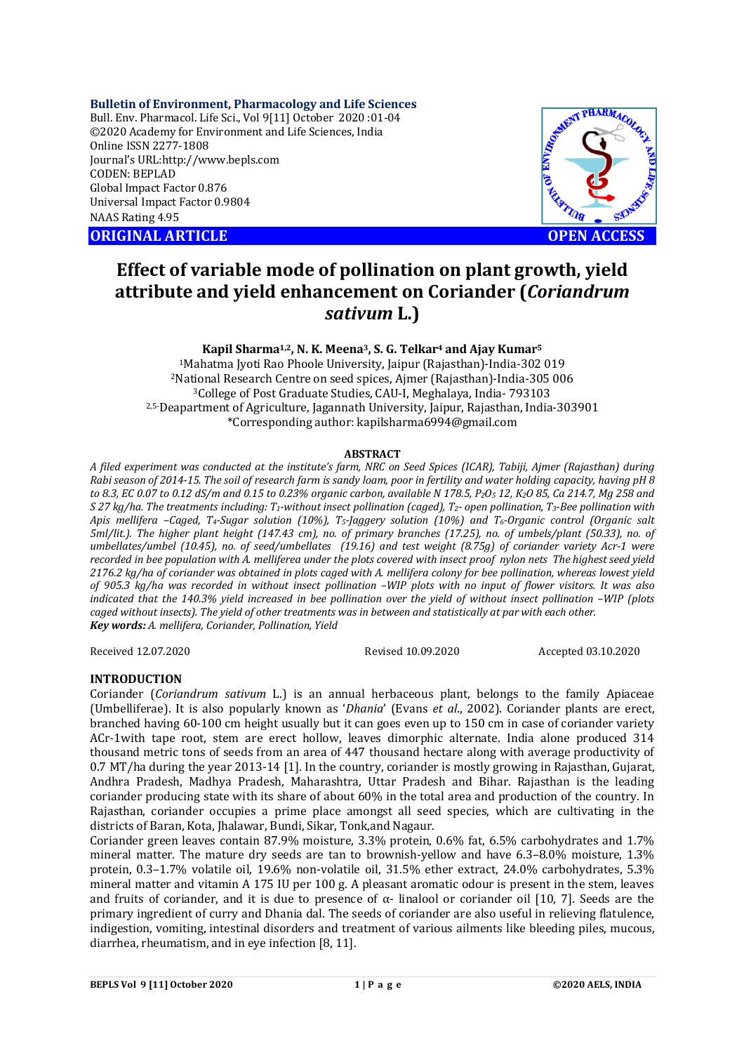**Bulletin of Environment, Pharmacology and Life Sciences**
Bull. Env. Pharmacol. Life Sci., Vol 9[11] October 2020 :01-04
©2020 Academy for Environment and Life Sciences, India
Online ISSN 2277-1808
Journal's URL:http://www.bepls.com
CODEN: BEPLAD
Global Impact Factor 0.876
Universal Impact Factor 0.9804
NAAS Rating 4.95

**ORIGINAL ARTICLE** **OPEN ACCESS**

# Effect of variable mode of pollination on plant growth, yield attribute and yield enhancement on Coriander (*Coriandrum sativum* L.)

**Kapil Sharma[1,2], N. K. Meena[3], S. G. Telkar[4] and Ajay Kumar[5]**

[1]Mahatma Jyoti Rao Phoole University, Jaipur (Rajasthan)-India-302 019
[2]National Research Centre on seed spices, Ajmer (Rajasthan)-India-305 006
[3]College of Post Graduate Studies, CAU-I, Meghalaya, India- 793103
[2,5]Deapartment of Agriculture, Jagannath University, Jaipur, Rajasthan, India-303901
*Corresponding author: kapilsharma6994@gmail.com

## ABSTRACT

*A filed experiment was conducted at the institute's farm, NRC on Seed Spices (ICAR), Tabiji, Ajmer (Rajasthan) during Rabi season of 2014-15. The soil of research farm is sandy loam, poor in fertility and water holding capacity, having pH 8 to 8.3, EC 0.07 to 0.12 dS/m and 0.15 to 0.23% organic carbon, available N 178.5, $P_2O_5$ 12, $K_2O$ 85, Ca 214.7, Mg 258 and S 27 kg/ha. The treatments including: $T_1$-without insect pollination (caged), $T_2$- open pollination, $T_3$-Bee pollination with Apis mellifera –Caged, $T_4$-Sugar solution (10%), $T_5$-Jaggery solution (10%) and $T_6$-Organic control (Organic salt 5ml/lit.). The higher plant height (147.43 cm), no. of primary branches (17.25), no. of umbels/plant (50.33), no. of umbellates/umbel (10.45), no. of seed/umbellates (19.16) and test weight (8.75g) of coriander variety Acr-1 were recorded in bee population with A. melliferea under the plots covered with insect proof nylon nets The highest seed yield 2176.2 kg/ha of coriander was obtained in plots caged with A. mellifera colony for bee pollination, whereas lowest yield of 905.3 kg/ha was recorded in without insect pollination –WIP plots with no input of flower visitors. It was also indicated that the 140.3% yield increased in bee pollination over the yield of without insect pollination –WIP (plots caged without insects). The yield of other treatments was in between and statistically at par with each other.*

***Key words:*** *A. mellifera, Coriander, Pollination, Yield*

Received 12.07.2020 Revised 10.09.2020 Accepted 03.10.2020

## INTRODUCTION

Coriander (*Coriandrum sativum* L.) is an annual herbaceous plant, belongs to the family Apiaceae (Umbelliferae). It is also popularly known as '*Dhania*' (Evans *et al.*, 2002). Coriander plants are erect, branched having 60-100 cm height usually but it can goes even up to 150 cm in case of coriander variety ACr-1with tape root, stem are erect hollow, leaves dimorphic alternate. India alone produced 314 thousand metric tons of seeds from an area of 447 thousand hectare along with average productivity of 0.7 MT/ha during the year 2013-14 [1]. In the country, coriander is mostly growing in Rajasthan, Gujarat, Andhra Pradesh, Madhya Pradesh, Maharashtra, Uttar Pradesh and Bihar. Rajasthan is the leading coriander producing state with its share of about 60% in the total area and production of the country. In Rajasthan, coriander occupies a prime place amongst all seed species, which are cultivating in the districts of Baran, Kota, Jhalawar, Bundi, Sikar, Tonk,and Nagaur.

Coriander green leaves contain 87.9% moisture, 3.3% protein, 0.6% fat, 6.5% carbohydrates and 1.7% mineral matter. The mature dry seeds are tan to brownish-yellow and have 6.3–8.0% moisture, 1.3% protein, 0.3–1.7% volatile oil, 19.6% non-volatile oil, 31.5% ether extract, 24.0% carbohydrates, 5.3% mineral matter and vitamin A 175 IU per 100 g. A pleasant aromatic odour is present in the stem, leaves and fruits of coriander, and it is due to presence of α- linalool or coriander oil [10, 7]. Seeds are the primary ingredient of curry and Dhania dal. The seeds of coriander are also useful in relieving flatulence, indigestion, vomiting, intestinal disorders and treatment of various ailments like bleeding piles, mucous, diarrhea, rheumatism, and in eye infection [8, 11].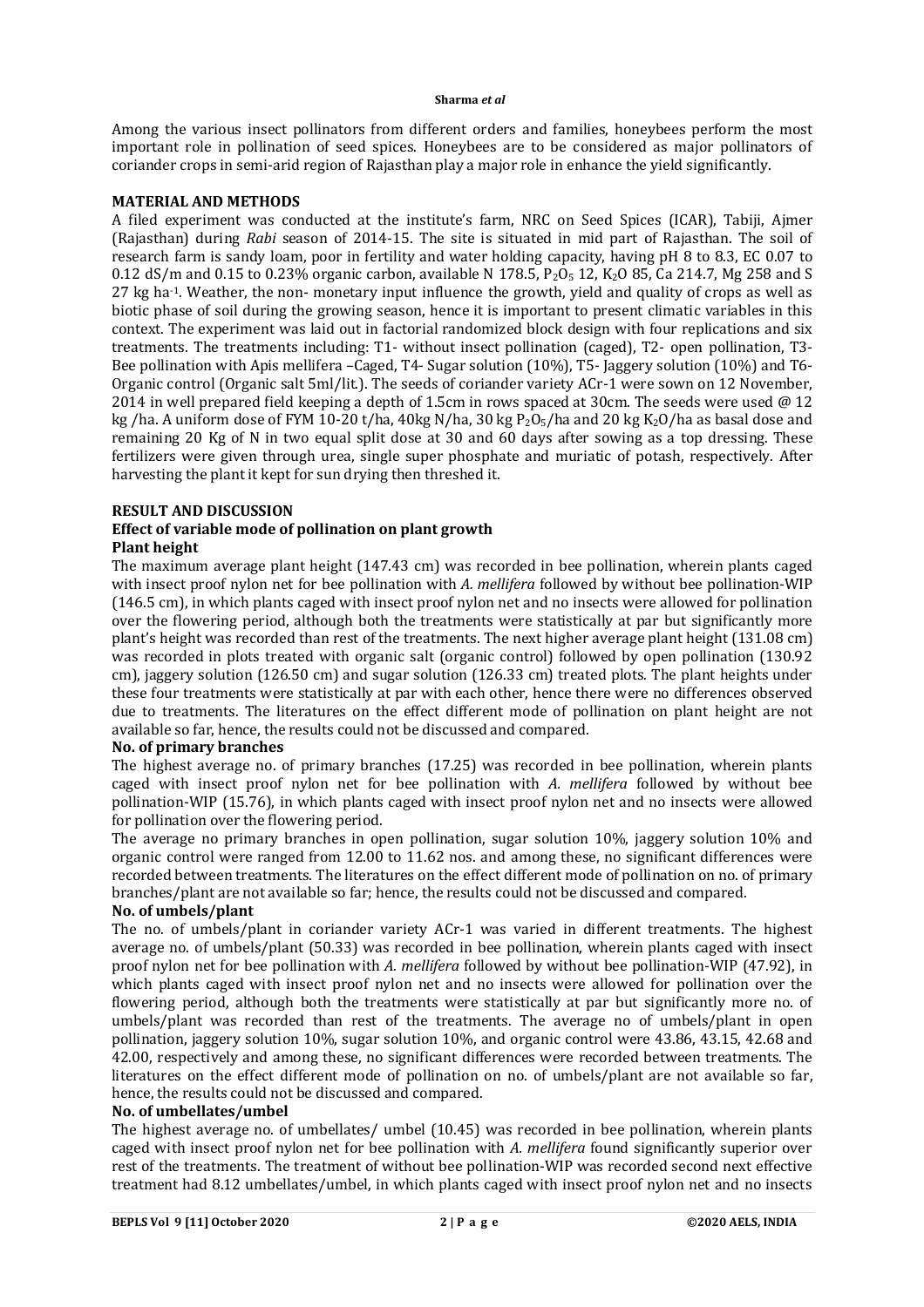Among the various insect pollinators from different orders and families, honeybees perform the most important role in pollination of seed spices. Honeybees are to be considered as major pollinators of coriander crops in semi-arid region of Rajasthan play a major role in enhance the yield significantly.

## MATERIAL AND METHODS

A filed experiment was conducted at the institute's farm, NRC on Seed Spices (ICAR), Tabiji, Ajmer (Rajasthan) during *Rabi* season of 2014-15. The site is situated in mid part of Rajasthan. The soil of research farm is sandy loam, poor in fertility and water holding capacity, having pH 8 to 8.3, EC 0.07 to 0.12 dS/m and 0.15 to 0.23% organic carbon, available N 178.5, $P_2O_5$ 12, $K_2O$ 85, Ca 214.7, Mg 258 and S 27 kg $ha^{-1}$. Weather, the non- monetary input influence the growth, yield and quality of crops as well as biotic phase of soil during the growing season, hence it is important to present climatic variables in this context. The experiment was laid out in factorial randomized block design with four replications and six treatments. The treatments including: T1- without insect pollination (caged), T2- open pollination, T3- Bee pollination with Apis mellifera –Caged, T4- Sugar solution (10%), T5- Jaggery solution (10%) and T6- Organic control (Organic salt 5ml/lit.). The seeds of coriander variety ACr-1 were sown on 12 November, 2014 in well prepared field keeping a depth of 1.5cm in rows spaced at 30cm. The seeds were used @ 12 kg /ha. A uniform dose of FYM 10-20 t/ha, 40kg N/ha, 30 kg $P_2O_5$/ha and 20 kg $K_2O$/ha as basal dose and remaining 20 Kg of N in two equal split dose at 30 and 60 days after sowing as a top dressing. These fertilizers were given through urea, single super phosphate and muriatic of potash, respectively. After harvesting the plant it kept for sun drying then threshed it.

## RESULT AND DISCUSSION

### Effect of variable mode of pollination on plant growth

#### Plant height

The maximum average plant height (147.43 cm) was recorded in bee pollination, wherein plants caged with insect proof nylon net for bee pollination with *A. mellifera* followed by without bee pollination-WIP (146.5 cm), in which plants caged with insect proof nylon net and no insects were allowed for pollination over the flowering period, although both the treatments were statistically at par but significantly more plant's height was recorded than rest of the treatments. The next higher average plant height (131.08 cm) was recorded in plots treated with organic salt (organic control) followed by open pollination (130.92 cm), jaggery solution (126.50 cm) and sugar solution (126.33 cm) treated plots. The plant heights under these four treatments were statistically at par with each other, hence there were no differences observed due to treatments. The literatures on the effect different mode of pollination on plant height are not available so far, hence, the results could not be discussed and compared.

#### No. of primary branches

The highest average no. of primary branches (17.25) was recorded in bee pollination, wherein plants caged with insect proof nylon net for bee pollination with *A. mellifera* followed by without bee pollination-WIP (15.76), in which plants caged with insect proof nylon net and no insects were allowed for pollination over the flowering period.

The average no primary branches in open pollination, sugar solution 10%, jaggery solution 10% and organic control were ranged from 12.00 to 11.62 nos. and among these, no significant differences were recorded between treatments. The literatures on the effect different mode of pollination on no. of primary branches/plant are not available so far; hence, the results could not be discussed and compared.

#### No. of umbels/plant

The no. of umbels/plant in coriander variety ACr-1 was varied in different treatments. The highest average no. of umbels/plant (50.33) was recorded in bee pollination, wherein plants caged with insect proof nylon net for bee pollination with *A. mellifera* followed by without bee pollination-WIP (47.92), in which plants caged with insect proof nylon net and no insects were allowed for pollination over the flowering period, although both the treatments were statistically at par but significantly more no. of umbels/plant was recorded than rest of the treatments. The average no of umbels/plant in open pollination, jaggery solution 10%, sugar solution 10%, and organic control were 43.86, 43.15, 42.68 and 42.00, respectively and among these, no significant differences were recorded between treatments. The literatures on the effect different mode of pollination on no. of umbels/plant are not available so far, hence, the results could not be discussed and compared.

#### No. of umbellates/umbel

The highest average no. of umbellates/ umbel (10.45) was recorded in bee pollination, wherein plants caged with insect proof nylon net for bee pollination with *A. mellifera* found significantly superior over rest of the treatments. The treatment of without bee pollination-WIP was recorded second next effective treatment had 8.12 umbellates/umbel, in which plants caged with insect proof nylon net and no insects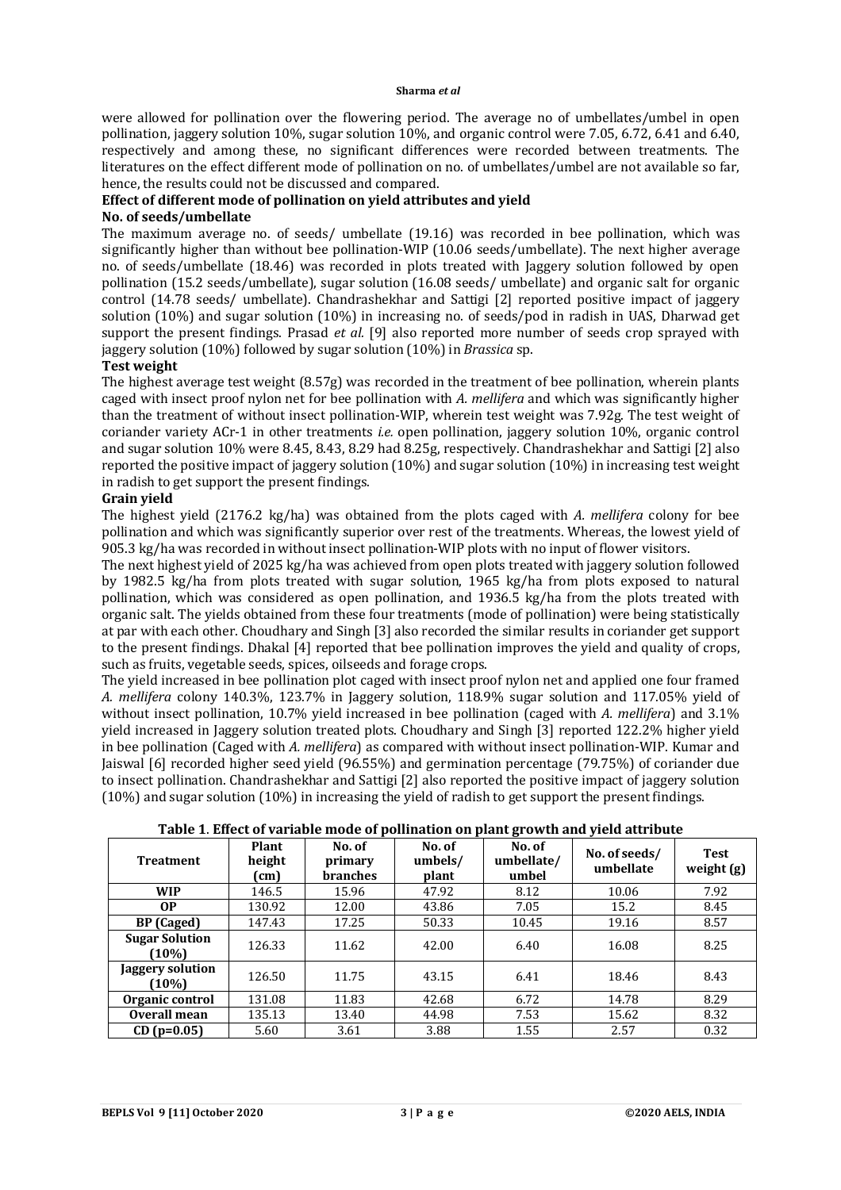were allowed for pollination over the flowering period. The average no of umbellates/umbel in open pollination, jaggery solution 10%, sugar solution 10%, and organic control were 7.05, 6.72, 6.41 and 6.40, respectively and among these, no significant differences were recorded between treatments. The literatures on the effect different mode of pollination on no. of umbellates/umbel are not available so far, hence, the results could not be discussed and compared.

### Effect of different mode of pollination on yield attributes and yield

#### No. of seeds/umbellate

The maximum average no. of seeds/ umbellate (19.16) was recorded in bee pollination, which was significantly higher than without bee pollination-WIP (10.06 seeds/umbellate). The next higher average no. of seeds/umbellate (18.46) was recorded in plots treated with Jaggery solution followed by open pollination (15.2 seeds/umbellate), sugar solution (16.08 seeds/ umbellate) and organic salt for organic control (14.78 seeds/ umbellate). Chandrashekhar and Sattigi [2] reported positive impact of jaggery solution (10%) and sugar solution (10%) in increasing no. of seeds/pod in radish in UAS, Dharwad get support the present findings. Prasad *et al.* [9] also reported more number of seeds crop sprayed with jaggery solution (10%) followed by sugar solution (10%) in *Brassica* sp.

#### Test weight

The highest average test weight (8.57g) was recorded in the treatment of bee pollination, wherein plants caged with insect proof nylon net for bee pollination with *A. mellifera* and which was significantly higher than the treatment of without insect pollination-WIP, wherein test weight was 7.92g. The test weight of coriander variety ACr-1 in other treatments *i.e.* open pollination, jaggery solution 10%, organic control and sugar solution 10% were 8.45, 8.43, 8.29 had 8.25g, respectively. Chandrashekhar and Sattigi [2] also reported the positive impact of jaggery solution (10%) and sugar solution (10%) in increasing test weight in radish to get support the present findings.

#### Grain yield

The highest yield (2176.2 kg/ha) was obtained from the plots caged with *A. mellifera* colony for bee pollination and which was significantly superior over rest of the treatments. Whereas, the lowest yield of 905.3 kg/ha was recorded in without insect pollination-WIP plots with no input of flower visitors.

The next highest yield of 2025 kg/ha was achieved from open plots treated with jaggery solution followed by 1982.5 kg/ha from plots treated with sugar solution, 1965 kg/ha from plots exposed to natural pollination, which was considered as open pollination, and 1936.5 kg/ha from the plots treated with organic salt. The yields obtained from these four treatments (mode of pollination) were being statistically at par with each other. Choudhary and Singh [3] also recorded the similar results in coriander get support to the present findings. Dhakal [4] reported that bee pollination improves the yield and quality of crops, such as fruits, vegetable seeds, spices, oilseeds and forage crops.

The yield increased in bee pollination plot caged with insect proof nylon net and applied one four framed *A. mellifera* colony 140.3%, 123.7% in Jaggery solution, 118.9% sugar solution and 117.05% yield of without insect pollination, 10.7% yield increased in bee pollination (caged with *A. mellifera*) and 3.1% yield increased in Jaggery solution treated plots. Choudhary and Singh [3] reported 122.2% higher yield in bee pollination (Caged with *A. mellifera*) as compared with without insect pollination-WIP. Kumar and Jaiswal [6] recorded higher seed yield (96.55%) and germination percentage (79.75%) of coriander due to insect pollination. Chandrashekhar and Sattigi [2] also reported the positive impact of jaggery solution (10%) and sugar solution (10%) in increasing the yield of radish to get support the present findings.

**Table 1. Effect of variable mode of pollination on plant growth and yield attribute**

| Treatment | Plant height (cm) | No. of primary branches | No. of umbels/ plant | No. of umbellate/ umbel | No. of seeds/ umbellate | Test weight (g) |
|---|---|---|---|---|---|---|
| **WIP** | 146.5 | 15.96 | 47.92 | 8.12 | 10.06 | 7.92 |
| **OP** | 130.92 | 12.00 | 43.86 | 7.05 | 15.2 | 8.45 |
| **BP (Caged)** | 147.43 | 17.25 | 50.33 | 10.45 | 19.16 | 8.57 |
| **Sugar Solution (10%)** | 126.33 | 11.62 | 42.00 | 6.40 | 16.08 | 8.25 |
| **Jaggery solution (10%)** | 126.50 | 11.75 | 43.15 | 6.41 | 18.46 | 8.43 |
| **Organic control** | 131.08 | 11.83 | 42.68 | 6.72 | 14.78 | 8.29 |
| **Overall mean** | 135.13 | 13.40 | 44.98 | 7.53 | 15.62 | 8.32 |
| **CD (p=0.05)** | 5.60 | 3.61 | 3.88 | 1.55 | 2.57 | 0.32 |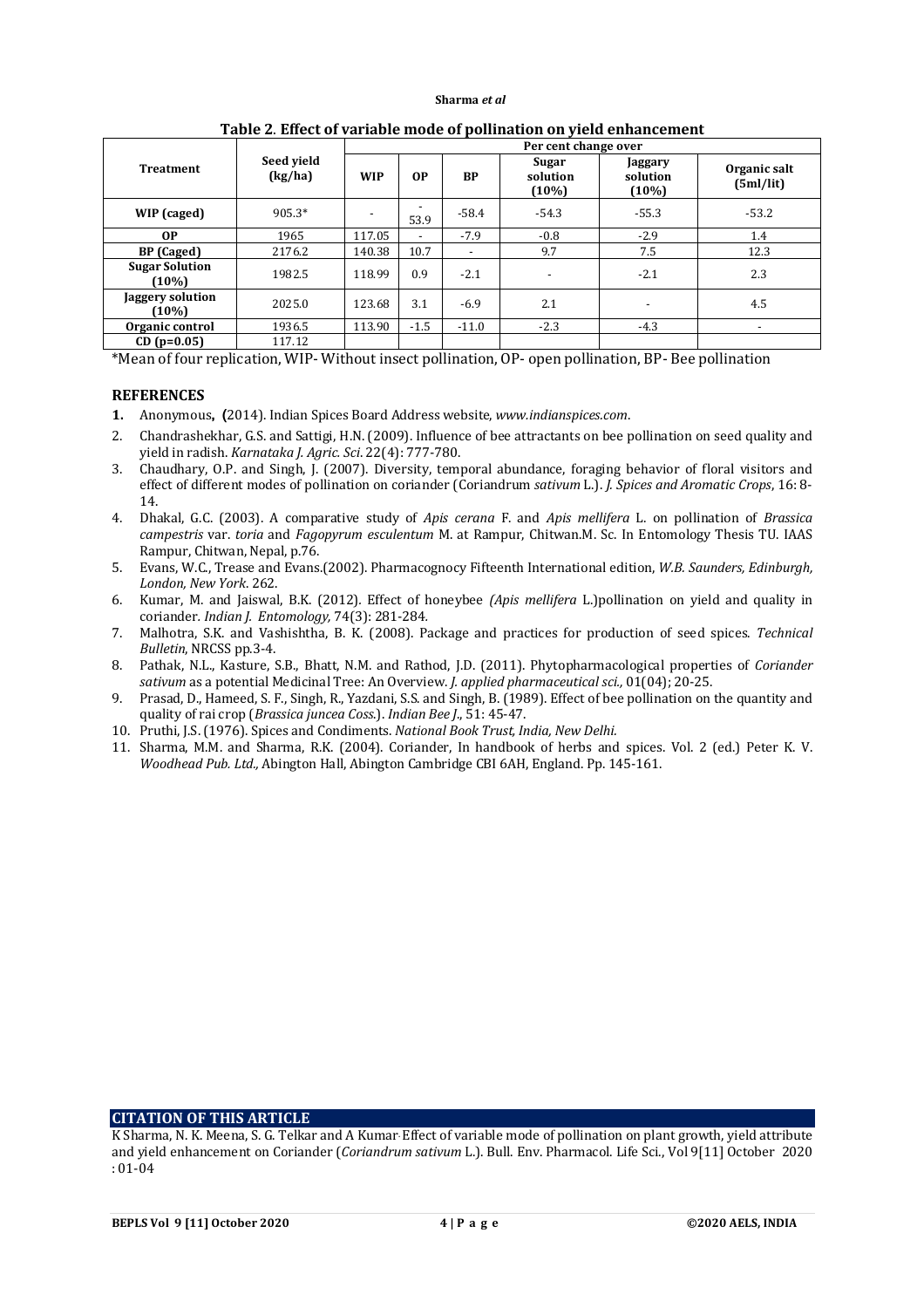**Table 2. Effect of variable mode of pollination on yield enhancement**

| Treatment | Seed yield (kg/ha) | Per cent change over | | | | | |
|---|---|---|---|---|---|---|---|
| | | WIP | OP | BP | Sugar solution (10%) | Jaggary solution (10%) | Organic salt (5ml/lit) |
| WIP (caged) | 905.3* | - | -53.9 | -58.4 | -54.3 | -55.3 | -53.2 |
| OP | 1965 | 117.05 | - | -7.9 | -0.8 | -2.9 | 1.4 |
| BP (Caged) | 2176.2 | 140.38 | 10.7 | - | 9.7 | 7.5 | 12.3 |
| Sugar Solution (10%) | 1982.5 | 118.99 | 0.9 | -2.1 | - | -2.1 | 2.3 |
| Jaggery solution (10%) | 2025.0 | 123.68 | 3.1 | -6.9 | 2.1 | - | 4.5 |
| Organic control | 1936.5 | 113.90 | -1.5 | -11.0 | -2.3 | -4.3 | - |
| CD (p=0.05) | 117.12 | | | | | | |

*Mean of four replication, WIP- Without insect pollination, OP- open pollination, BP- Bee pollination

## REFERENCES

1. Anonymous, (2014). Indian Spices Board Address website, *www.indianspices.com*.
2. Chandrashekhar, G.S. and Sattigi, H.N. (2009). Influence of bee attractants on bee pollination on seed quality and yield in radish. *Karnataka J. Agric. Sci*. 22(4): 777-780.
3. Chaudhary, O.P. and Singh, J. (2007). Diversity, temporal abundance, foraging behavior of floral visitors and effect of different modes of pollination on coriander (Coriandrum *sativum* L.). *J. Spices and Aromatic Crops*, 16: 8-14.
4. Dhakal, G.C. (2003). A comparative study of *Apis cerana* F. and *Apis mellifera* L. on pollination of *Brassica campestris* var. *toria* and *Fagopyrum esculentum* M. at Rampur, Chitwan.M. Sc. In Entomology Thesis TU. IAAS Rampur, Chitwan, Nepal, p.76.
5. Evans, W.C., Trease and Evans.(2002). Pharmacognocy Fifteenth International edition, *W.B. Saunders, Edinburgh, London, New York*. 262.
6. Kumar, M. and Jaiswal, B.K. (2012). Effect of honeybee *(Apis mellifera* L.)pollination on yield and quality in coriander. *Indian J. Entomology,* 74(3): 281-284.
7. Malhotra, S.K. and Vashishtha, B. K. (2008). Package and practices for production of seed spices. *Technical Bulletin*, NRCSS pp.3-4.
8. Pathak, N.L., Kasture, S.B., Bhatt, N.M. and Rathod, J.D. (2011). Phytopharmacological properties of *Coriander sativum* as a potential Medicinal Tree: An Overview. *J. applied pharmaceutical sci.,* 01(04); 20-25.
9. Prasad, D., Hameed, S. F., Singh, R., Yazdani, S.S. and Singh, B. (1989). Effect of bee pollination on the quantity and quality of rai crop (*Brassica juncea Coss.*). *Indian Bee J*., 51: 45-47.
10. Pruthi, J.S. (1976). Spices and Condiments. *National Book Trust, India, New Delhi.*
11. Sharma, M.M. and Sharma, R.K. (2004). Coriander, In handbook of herbs and spices. Vol. 2 (ed.) Peter K. V. *Woodhead Pub. Ltd.,* Abington Hall, Abington Cambridge CBI 6AH, England. Pp. 145-161.

**CITATION OF THIS ARTICLE**

K Sharma, N. K. Meena, S. G. Telkar and A Kumar. Effect of variable mode of pollination on plant growth, yield attribute and yield enhancement on Coriander (*Coriandrum sativum* L.). Bull. Env. Pharmacol. Life Sci., Vol 9[11] October 2020 : 01-04